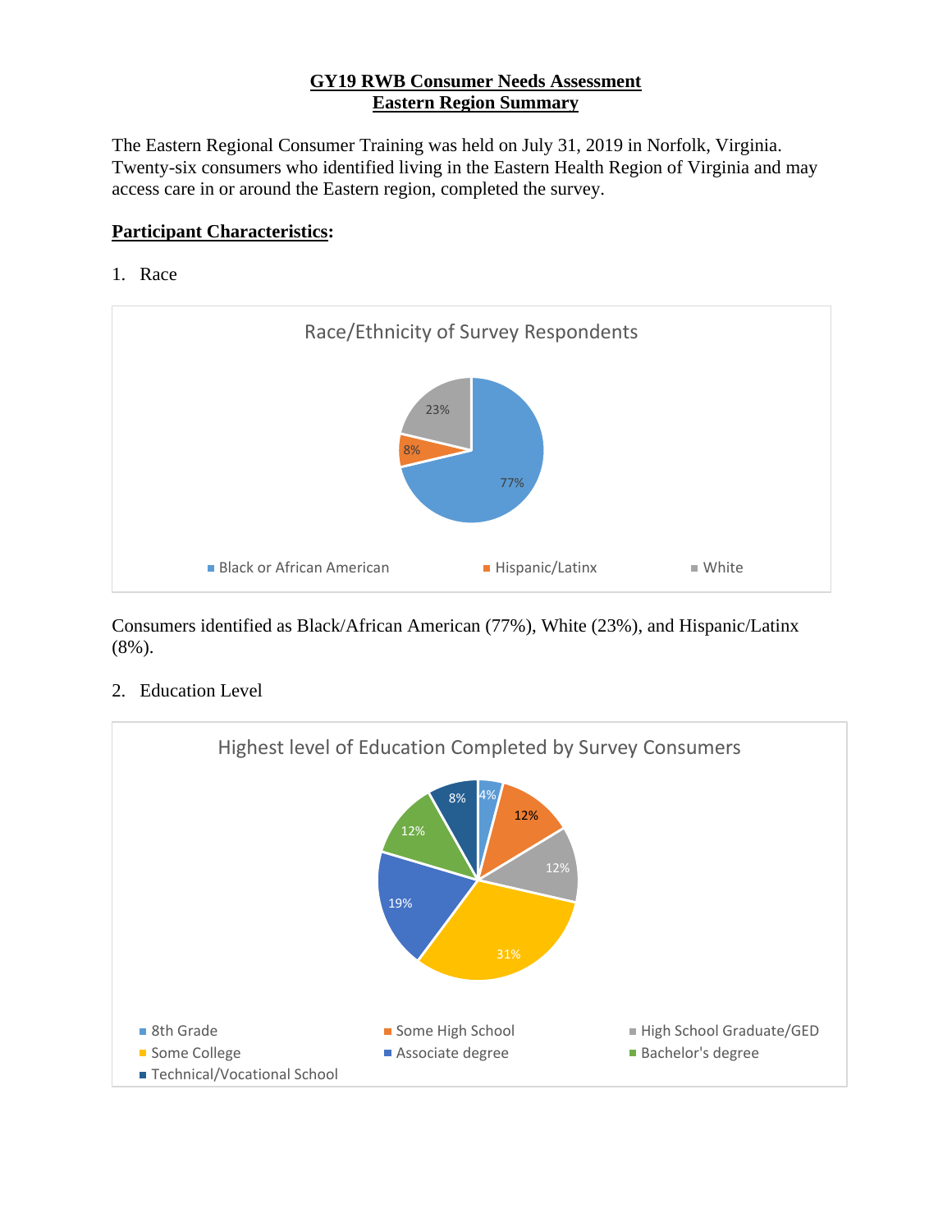# GY19 RWB Consumer Needs Assessment
## Eastern Region Summary

The Eastern Regional Consumer Training was held on July 31, 2019 in Norfolk, Virginia. Twenty-six consumers who identified living in the Eastern Health Region of Virginia and may access care in or around the Eastern region, completed the survey.

**Participant Characteristics:**

1. Race

Race/Ethnicity of Survey Respondents

| Race/Ethnicity | Percent |
|---|---|
| Black or African American | 77% |
| Hispanic/Latinx | 8% |
| White | 23% |

Consumers identified as Black/African American (77%), White (23%), and Hispanic/Latinx (8%).

2. Education Level

Highest level of Education Completed by Survey Consumers

| Education Level | Percent |
|---|---|
| 8th Grade | 4% |
| Some High School | 12% |
| High School Graduate/GED | 12% |
| Some College | 31% |
| Associate degree | 19% |
| Bachelor's degree | 12% |
| Technical/Vocational School | 8% |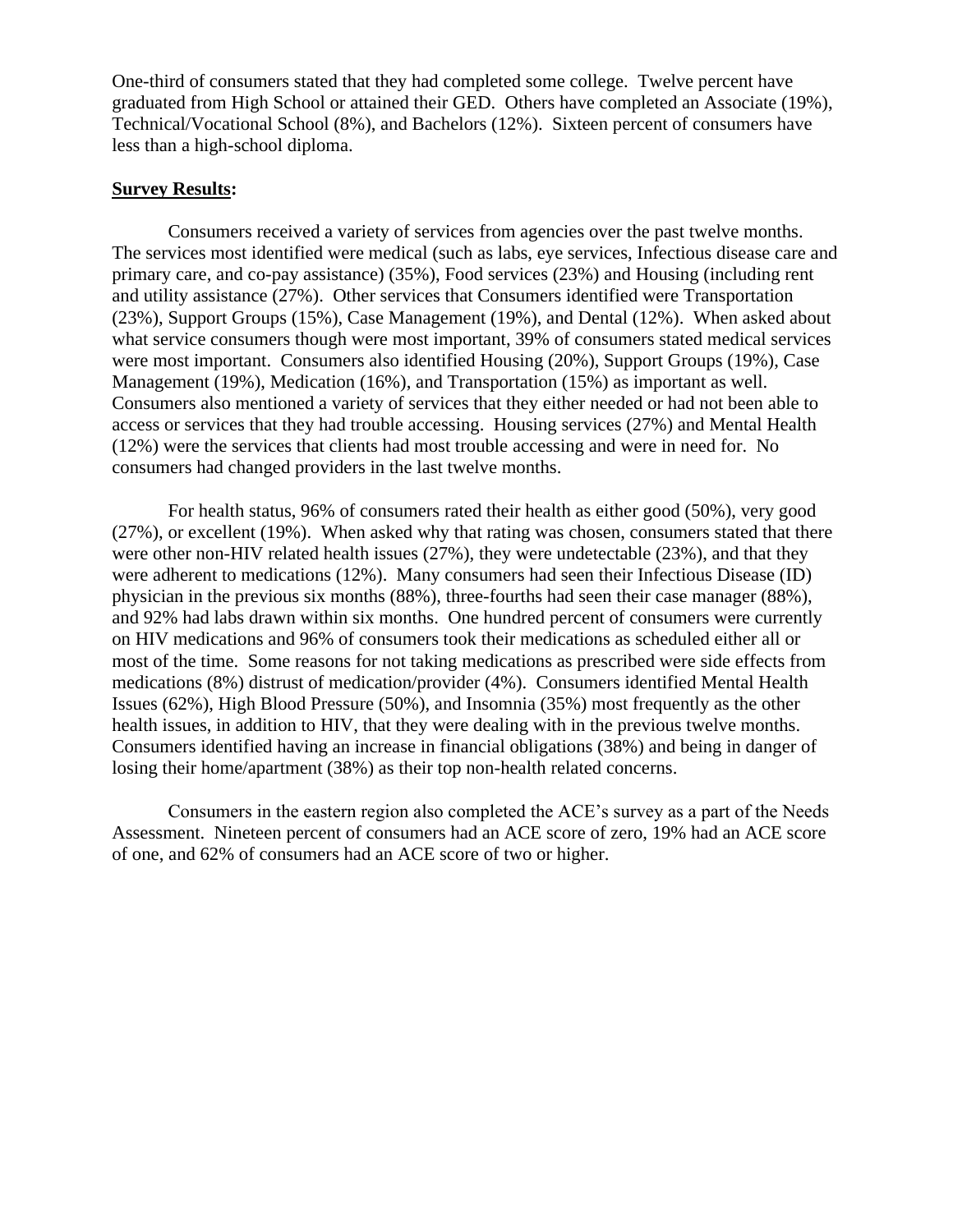One-third of consumers stated that they had completed some college. Twelve percent have graduated from High School or attained their GED. Others have completed an Associate (19%), Technical/Vocational School (8%), and Bachelors (12%). Sixteen percent of consumers have less than a high-school diploma.

**Survey Results:**

Consumers received a variety of services from agencies over the past twelve months. The services most identified were medical (such as labs, eye services, Infectious disease care and primary care, and co-pay assistance) (35%), Food services (23%) and Housing (including rent and utility assistance (27%). Other services that Consumers identified were Transportation (23%), Support Groups (15%), Case Management (19%), and Dental (12%). When asked about what service consumers though were most important, 39% of consumers stated medical services were most important. Consumers also identified Housing (20%), Support Groups (19%), Case Management (19%), Medication (16%), and Transportation (15%) as important as well. Consumers also mentioned a variety of services that they either needed or had not been able to access or services that they had trouble accessing. Housing services (27%) and Mental Health (12%) were the services that clients had most trouble accessing and were in need for. No consumers had changed providers in the last twelve months.

For health status, 96% of consumers rated their health as either good (50%), very good (27%), or excellent (19%). When asked why that rating was chosen, consumers stated that there were other non-HIV related health issues (27%), they were undetectable (23%), and that they were adherent to medications (12%). Many consumers had seen their Infectious Disease (ID) physician in the previous six months (88%), three-fourths had seen their case manager (88%), and 92% had labs drawn within six months. One hundred percent of consumers were currently on HIV medications and 96% of consumers took their medications as scheduled either all or most of the time. Some reasons for not taking medications as prescribed were side effects from medications (8%) distrust of medication/provider (4%). Consumers identified Mental Health Issues (62%), High Blood Pressure (50%), and Insomnia (35%) most frequently as the other health issues, in addition to HIV, that they were dealing with in the previous twelve months. Consumers identified having an increase in financial obligations (38%) and being in danger of losing their home/apartment (38%) as their top non-health related concerns.

Consumers in the eastern region also completed the ACE's survey as a part of the Needs Assessment. Nineteen percent of consumers had an ACE score of zero, 19% had an ACE score of one, and 62% of consumers had an ACE score of two or higher.